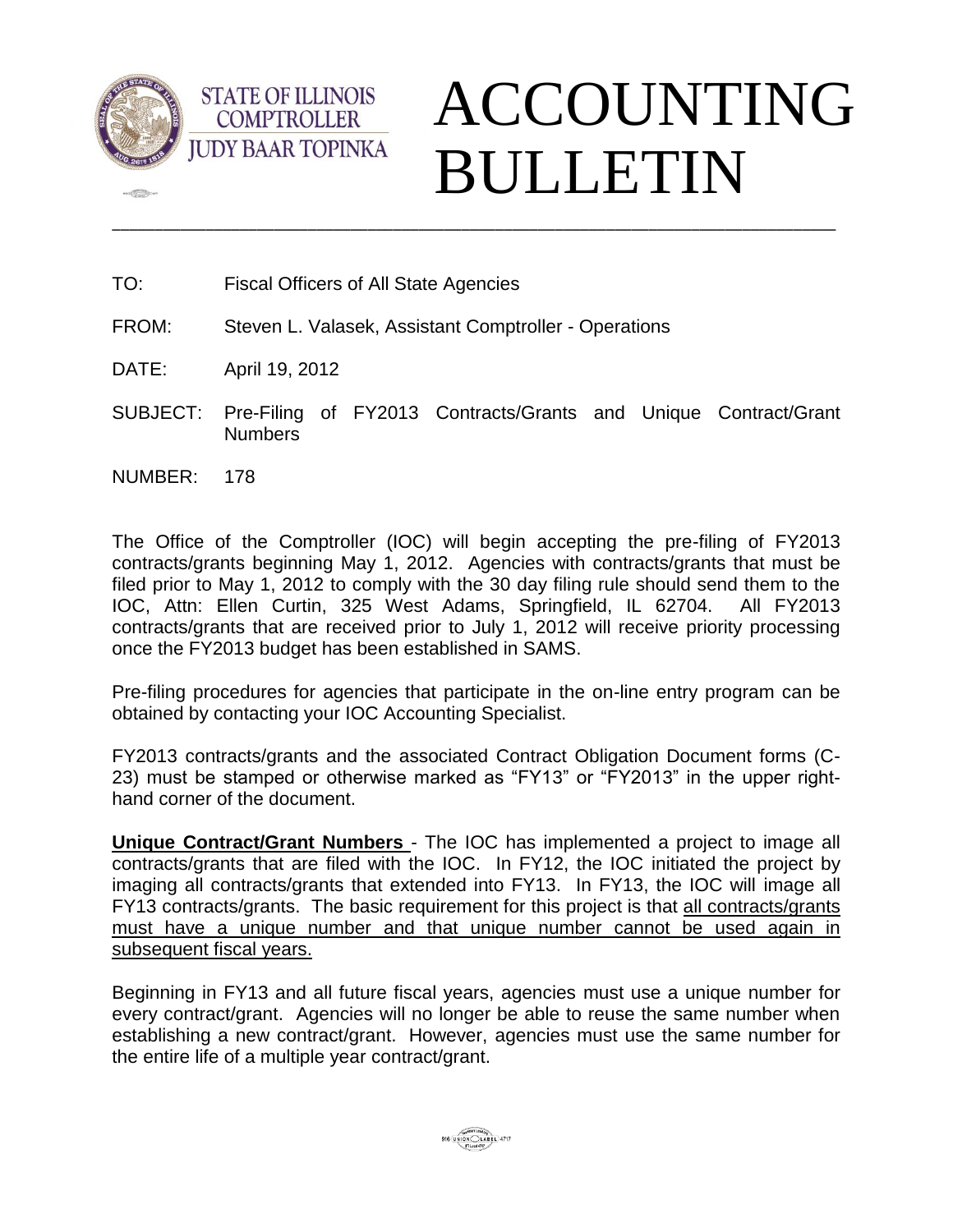STATE OF ILLINOIS
COMPTROLLER
JUDY BAAR TOPINKA

# ACCOUNTING BULLETIN

---

TO: Fiscal Officers of All State Agencies

FROM: Steven L. Valasek, Assistant Comptroller - Operations

DATE: April 19, 2012

SUBJECT: Pre-Filing of FY2013 Contracts/Grants and Unique Contract/Grant Numbers

NUMBER: 178

The Office of the Comptroller (IOC) will begin accepting the pre-filing of FY2013 contracts/grants beginning May 1, 2012. Agencies with contracts/grants that must be filed prior to May 1, 2012 to comply with the 30 day filing rule should send them to the IOC, Attn: Ellen Curtin, 325 West Adams, Springfield, IL 62704. All FY2013 contracts/grants that are received prior to July 1, 2012 will receive priority processing once the FY2013 budget has been established in SAMS.

Pre-filing procedures for agencies that participate in the on-line entry program can be obtained by contacting your IOC Accounting Specialist.

FY2013 contracts/grants and the associated Contract Obligation Document forms (C-23) must be stamped or otherwise marked as "FY13" or "FY2013" in the upper right-hand corner of the document.

**Unique Contract/Grant Numbers** - The IOC has implemented a project to image all contracts/grants that are filed with the IOC. In FY12, the IOC initiated the project by imaging all contracts/grants that extended into FY13. In FY13, the IOC will image all FY13 contracts/grants. The basic requirement for this project is that all contracts/grants must have a unique number and that unique number cannot be used again in subsequent fiscal years.

Beginning in FY13 and all future fiscal years, agencies must use a unique number for every contract/grant. Agencies will no longer be able to reuse the same number when establishing a new contract/grant. However, agencies must use the same number for the entire life of a multiple year contract/grant.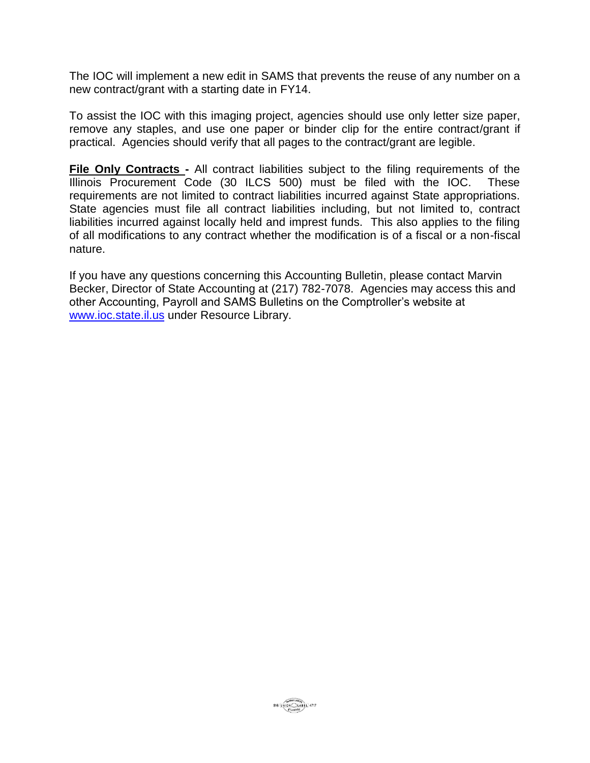The IOC will implement a new edit in SAMS that prevents the reuse of any number on a new contract/grant with a starting date in FY14.

To assist the IOC with this imaging project, agencies should use only letter size paper, remove any staples, and use one paper or binder clip for the entire contract/grant if practical. Agencies should verify that all pages to the contract/grant are legible.

**File Only Contracts -** All contract liabilities subject to the filing requirements of the Illinois Procurement Code (30 ILCS 500) must be filed with the IOC. These requirements are not limited to contract liabilities incurred against State appropriations. State agencies must file all contract liabilities including, but not limited to, contract liabilities incurred against locally held and imprest funds. This also applies to the filing of all modifications to any contract whether the modification is of a fiscal or a non-fiscal nature.

If you have any questions concerning this Accounting Bulletin, please contact Marvin Becker, Director of State Accounting at (217) 782-7078. Agencies may access this and other Accounting, Payroll and SAMS Bulletins on the Comptroller's website at www.ioc.state.il.us under Resource Library.